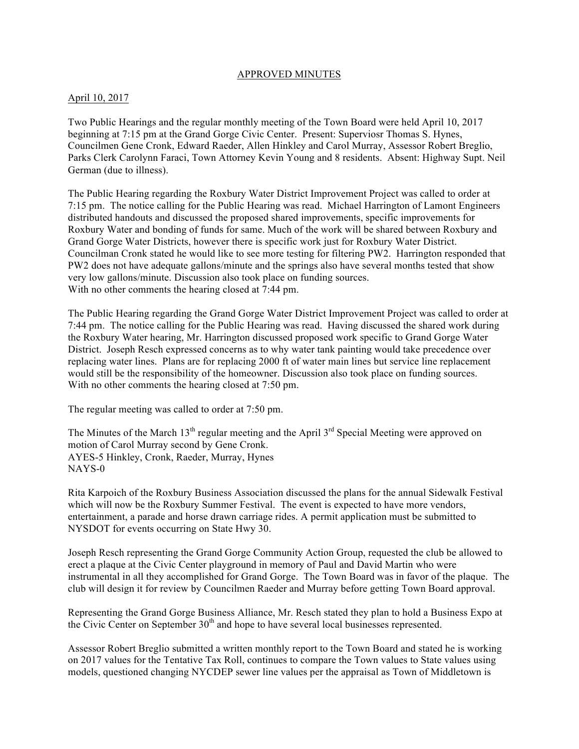APPROVED MINUTES

April 10, 2017

Two Public Hearings and the regular monthly meeting of the Town Board were held April 10, 2017 beginning at 7:15 pm at the Grand Gorge Civic Center. Present: Superviosr Thomas S. Hynes, Councilmen Gene Cronk, Edward Raeder, Allen Hinkley and Carol Murray, Assessor Robert Breglio, Parks Clerk Carolynn Faraci, Town Attorney Kevin Young and 8 residents. Absent: Highway Supt. Neil German (due to illness).

The Public Hearing regarding the Roxbury Water District Improvement Project was called to order at 7:15 pm. The notice calling for the Public Hearing was read. Michael Harrington of Lamont Engineers distributed handouts and discussed the proposed shared improvements, specific improvements for Roxbury Water and bonding of funds for same. Much of the work will be shared between Roxbury and Grand Gorge Water Districts, however there is specific work just for Roxbury Water District. Councilman Cronk stated he would like to see more testing for filtering PW2. Harrington responded that PW2 does not have adequate gallons/minute and the springs also have several months tested that show very low gallons/minute. Discussion also took place on funding sources.
With no other comments the hearing closed at 7:44 pm.

The Public Hearing regarding the Grand Gorge Water District Improvement Project was called to order at 7:44 pm. The notice calling for the Public Hearing was read. Having discussed the shared work during the Roxbury Water hearing, Mr. Harrington discussed proposed work specific to Grand Gorge Water District. Joseph Resch expressed concerns as to why water tank painting would take precedence over replacing water lines. Plans are for replacing 2000 ft of water main lines but service line replacement would still be the responsibility of the homeowner. Discussion also took place on funding sources.
With no other comments the hearing closed at 7:50 pm.

The regular meeting was called to order at 7:50 pm.

The Minutes of the March 13th regular meeting and the April 3rd Special Meeting were approved on motion of Carol Murray second by Gene Cronk.
AYES-5 Hinkley, Cronk, Raeder, Murray, Hynes
NAYS-0

Rita Karpoich of the Roxbury Business Association discussed the plans for the annual Sidewalk Festival which will now be the Roxbury Summer Festival. The event is expected to have more vendors, entertainment, a parade and horse drawn carriage rides. A permit application must be submitted to NYSDOT for events occurring on State Hwy 30.

Joseph Resch representing the Grand Gorge Community Action Group, requested the club be allowed to erect a plaque at the Civic Center playground in memory of Paul and David Martin who were instrumental in all they accomplished for Grand Gorge. The Town Board was in favor of the plaque. The club will design it for review by Councilmen Raeder and Murray before getting Town Board approval.

Representing the Grand Gorge Business Alliance, Mr. Resch stated they plan to hold a Business Expo at the Civic Center on September 30th and hope to have several local businesses represented.

Assessor Robert Breglio submitted a written monthly report to the Town Board and stated he is working on 2017 values for the Tentative Tax Roll, continues to compare the Town values to State values using models, questioned changing NYCDEP sewer line values per the appraisal as Town of Middletown is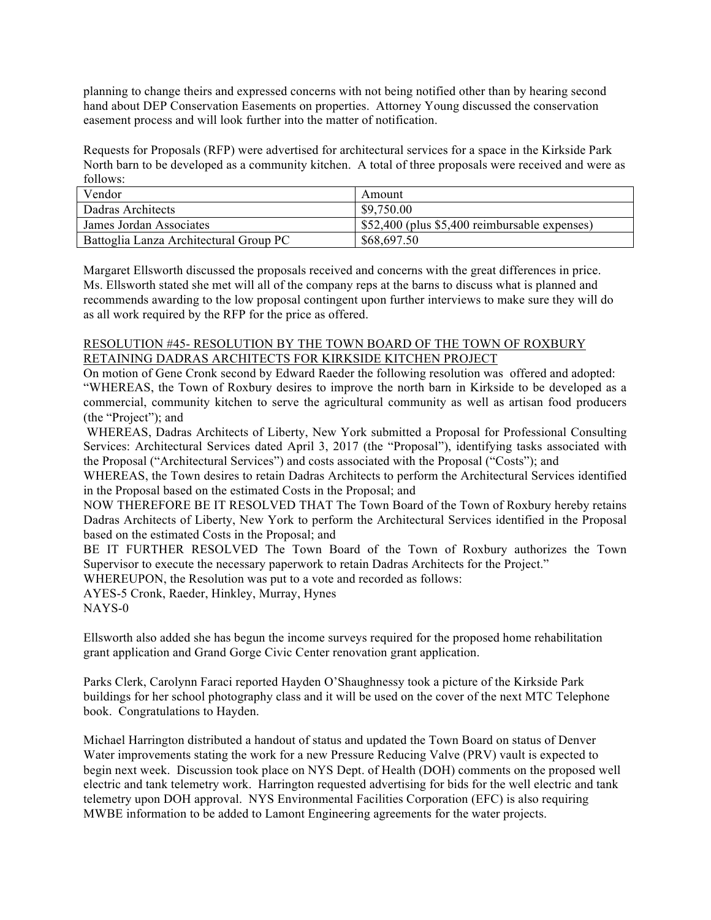planning to change theirs and expressed concerns with not being notified other than by hearing second hand about DEP Conservation Easements on properties. Attorney Young discussed the conservation easement process and will look further into the matter of notification.

Requests for Proposals (RFP) were advertised for architectural services for a space in the Kirkside Park North barn to be developed as a community kitchen. A total of three proposals were received and were as follows:

| Vendor | Amount |
|---|---|
| Dadras Architects | $9,750.00 |
| James Jordan Associates | $52,400 (plus $5,400 reimbursable expenses) |
| Battoglia Lanza Architectural Group PC | $68,697.50 |

Margaret Ellsworth discussed the proposals received and concerns with the great differences in price. Ms. Ellsworth stated she met will all of the company reps at the barns to discuss what is planned and recommends awarding to the low proposal contingent upon further interviews to make sure they will do as all work required by the RFP for the price as offered.

RESOLUTION #45- RESOLUTION BY THE TOWN BOARD OF THE TOWN OF ROXBURY RETAINING DADRAS ARCHITECTS FOR KIRKSIDE KITCHEN PROJECT

On motion of Gene Cronk second by Edward Raeder the following resolution was offered and adopted:
"WHEREAS, the Town of Roxbury desires to improve the north barn in Kirkside to be developed as a commercial, community kitchen to serve the agricultural community as well as artisan food producers (the "Project"); and

WHEREAS, Dadras Architects of Liberty, New York submitted a Proposal for Professional Consulting Services: Architectural Services dated April 3, 2017 (the "Proposal"), identifying tasks associated with the Proposal ("Architectural Services") and costs associated with the Proposal ("Costs"); and

WHEREAS, the Town desires to retain Dadras Architects to perform the Architectural Services identified in the Proposal based on the estimated Costs in the Proposal; and

NOW THEREFORE BE IT RESOLVED THAT The Town Board of the Town of Roxbury hereby retains Dadras Architects of Liberty, New York to perform the Architectural Services identified in the Proposal based on the estimated Costs in the Proposal; and

BE IT FURTHER RESOLVED The Town Board of the Town of Roxbury authorizes the Town Supervisor to execute the necessary paperwork to retain Dadras Architects for the Project."

WHEREUPON, the Resolution was put to a vote and recorded as follows:
AYES-5 Cronk, Raeder, Hinkley, Murray, Hynes
NAYS-0

Ellsworth also added she has begun the income surveys required for the proposed home rehabilitation grant application and Grand Gorge Civic Center renovation grant application.

Parks Clerk, Carolynn Faraci reported Hayden O'Shaughnessy took a picture of the Kirkside Park buildings for her school photography class and it will be used on the cover of the next MTC Telephone book. Congratulations to Hayden.

Michael Harrington distributed a handout of status and updated the Town Board on status of Denver Water improvements stating the work for a new Pressure Reducing Valve (PRV) vault is expected to begin next week. Discussion took place on NYS Dept. of Health (DOH) comments on the proposed well electric and tank telemetry work. Harrington requested advertising for bids for the well electric and tank telemetry upon DOH approval. NYS Environmental Facilities Corporation (EFC) is also requiring MWBE information to be added to Lamont Engineering agreements for the water projects.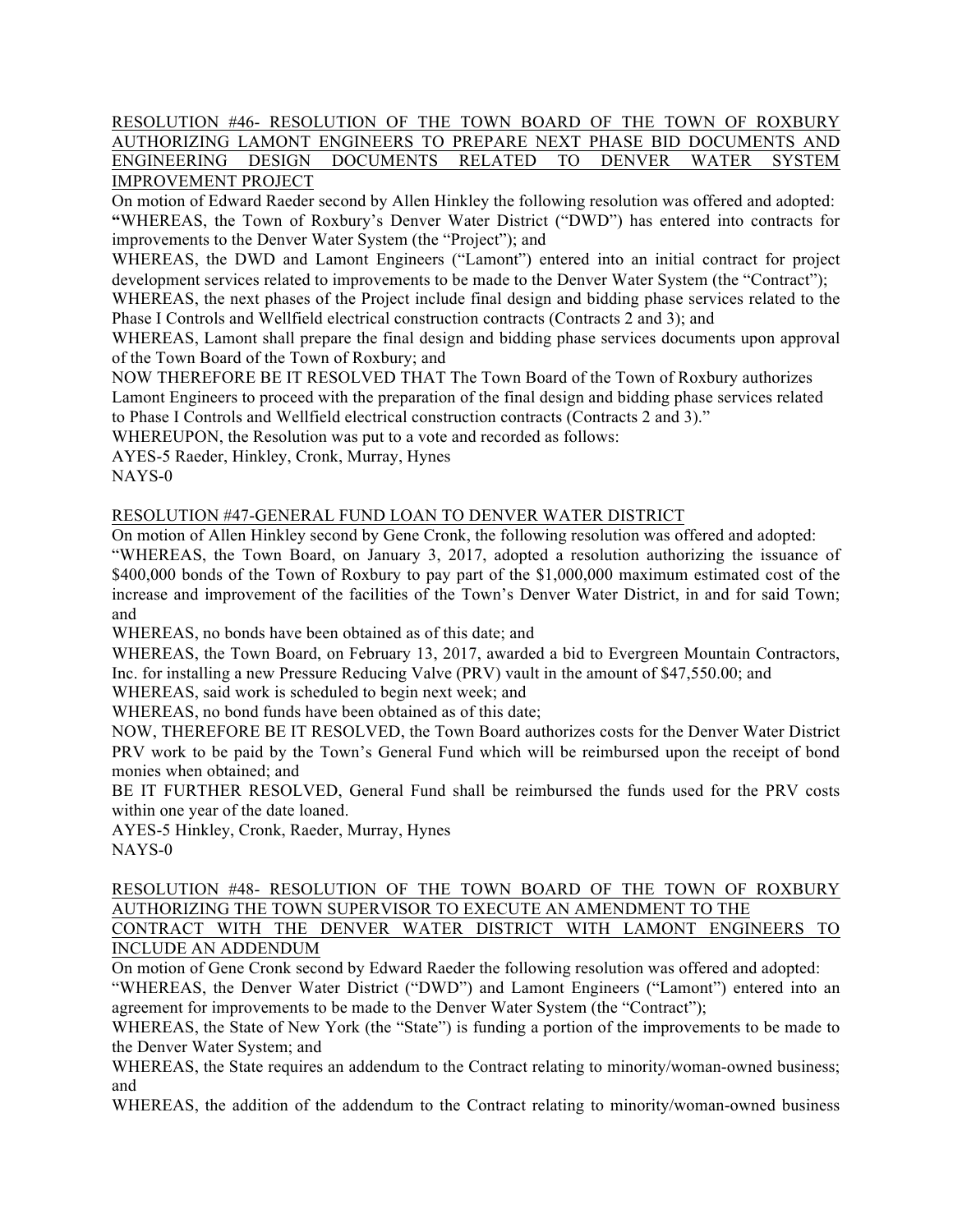RESOLUTION #46- RESOLUTION OF THE TOWN BOARD OF THE TOWN OF ROXBURY AUTHORIZING LAMONT ENGINEERS TO PREPARE NEXT PHASE BID DOCUMENTS AND ENGINEERING DESIGN DOCUMENTS RELATED TO DENVER WATER SYSTEM IMPROVEMENT PROJECT

On motion of Edward Raeder second by Allen Hinkley the following resolution was offered and adopted:

"WHEREAS, the Town of Roxbury's Denver Water District ("DWD") has entered into contracts for improvements to the Denver Water System (the "Project"); and

WHEREAS, the DWD and Lamont Engineers ("Lamont") entered into an initial contract for project development services related to improvements to be made to the Denver Water System (the "Contract");

WHEREAS, the next phases of the Project include final design and bidding phase services related to the Phase I Controls and Wellfield electrical construction contracts (Contracts 2 and 3); and

WHEREAS, Lamont shall prepare the final design and bidding phase services documents upon approval of the Town Board of the Town of Roxbury; and

NOW THEREFORE BE IT RESOLVED THAT The Town Board of the Town of Roxbury authorizes Lamont Engineers to proceed with the preparation of the final design and bidding phase services related to Phase I Controls and Wellfield electrical construction contracts (Contracts 2 and 3)."

WHEREUPON, the Resolution was put to a vote and recorded as follows:

AYES-5 Raeder, Hinkley, Cronk, Murray, Hynes

NAYS-0

RESOLUTION #47-GENERAL FUND LOAN TO DENVER WATER DISTRICT

On motion of Allen Hinkley second by Gene Cronk, the following resolution was offered and adopted:

"WHEREAS, the Town Board, on January 3, 2017, adopted a resolution authorizing the issuance of $400,000 bonds of the Town of Roxbury to pay part of the $1,000,000 maximum estimated cost of the increase and improvement of the facilities of the Town's Denver Water District, in and for said Town; and

WHEREAS, no bonds have been obtained as of this date; and

WHEREAS, the Town Board, on February 13, 2017, awarded a bid to Evergreen Mountain Contractors, Inc. for installing a new Pressure Reducing Valve (PRV) vault in the amount of $47,550.00; and

WHEREAS, said work is scheduled to begin next week; and

WHEREAS, no bond funds have been obtained as of this date;

NOW, THEREFORE BE IT RESOLVED, the Town Board authorizes costs for the Denver Water District PRV work to be paid by the Town's General Fund which will be reimbursed upon the receipt of bond monies when obtained; and

BE IT FURTHER RESOLVED, General Fund shall be reimbursed the funds used for the PRV costs within one year of the date loaned.

AYES-5 Hinkley, Cronk, Raeder, Murray, Hynes

NAYS-0

RESOLUTION #48- RESOLUTION OF THE TOWN BOARD OF THE TOWN OF ROXBURY AUTHORIZING THE TOWN SUPERVISOR TO EXECUTE AN AMENDMENT TO THE CONTRACT WITH THE DENVER WATER DISTRICT WITH LAMONT ENGINEERS TO INCLUDE AN ADDENDUM

On motion of Gene Cronk second by Edward Raeder the following resolution was offered and adopted:

"WHEREAS, the Denver Water District ("DWD") and Lamont Engineers ("Lamont") entered into an agreement for improvements to be made to the Denver Water System (the "Contract");

WHEREAS, the State of New York (the "State") is funding a portion of the improvements to be made to the Denver Water System; and

WHEREAS, the State requires an addendum to the Contract relating to minority/woman-owned business; and

WHEREAS, the addition of the addendum to the Contract relating to minority/woman-owned business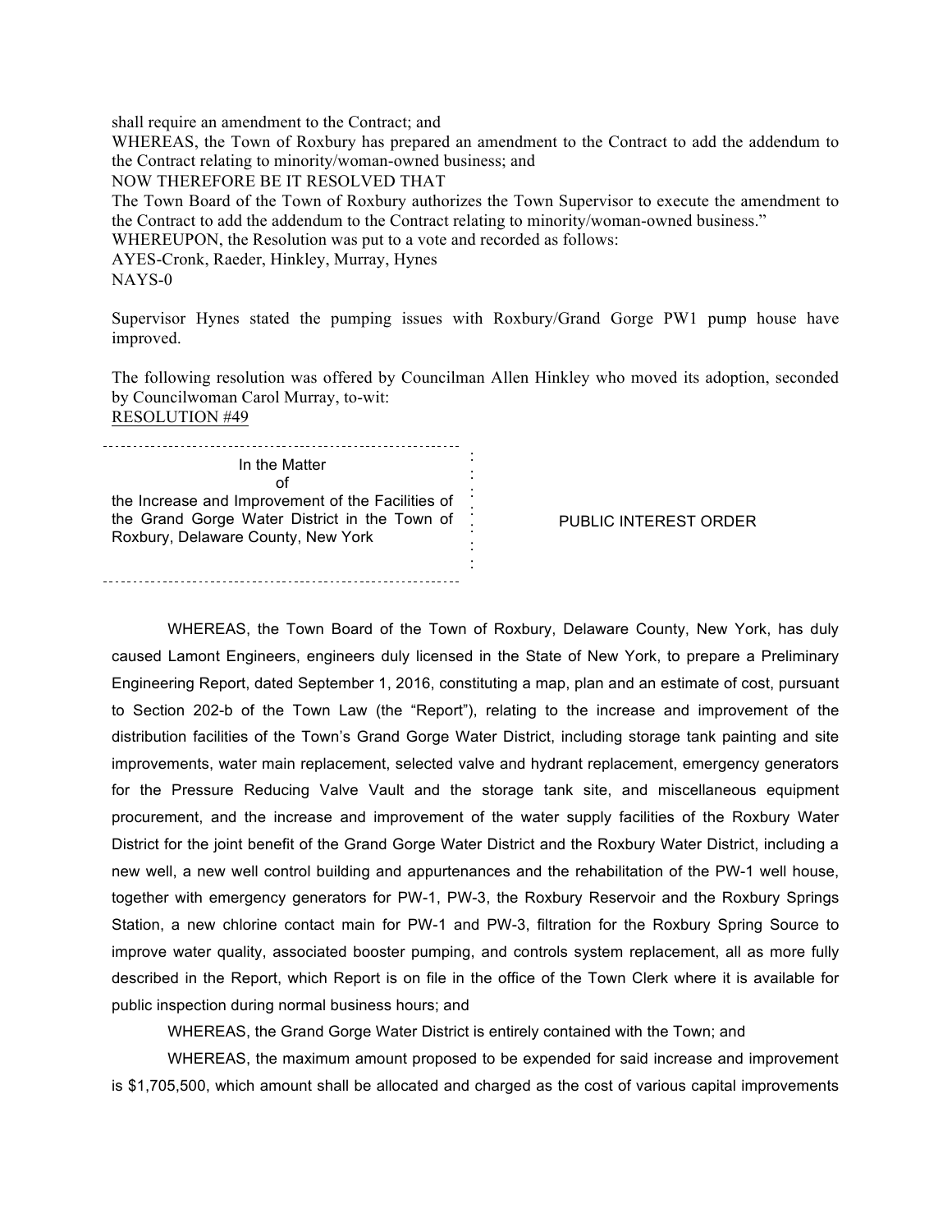shall require an amendment to the Contract; and

WHEREAS, the Town of Roxbury has prepared an amendment to the Contract to add the addendum to the Contract relating to minority/woman-owned business; and

NOW THEREFORE BE IT RESOLVED THAT

The Town Board of the Town of Roxbury authorizes the Town Supervisor to execute the amendment to the Contract to add the addendum to the Contract relating to minority/woman-owned business."

WHEREUPON, the Resolution was put to a vote and recorded as follows:

AYES-Cronk, Raeder, Hinkley, Murray, Hynes

NAYS-0

Supervisor Hynes stated the pumping issues with Roxbury/Grand Gorge PW1 pump house have improved.

The following resolution was offered by Councilman Allen Hinkley who moved its adoption, seconded by Councilwoman Carol Murray, to-wit:

RESOLUTION #49

| In the Matter of the Increase and Improvement of the Facilities of the Grand Gorge Water District in the Town of Roxbury, Delaware County, New York | PUBLIC INTEREST ORDER |
|---|---|

WHEREAS, the Town Board of the Town of Roxbury, Delaware County, New York, has duly caused Lamont Engineers, engineers duly licensed in the State of New York, to prepare a Preliminary Engineering Report, dated September 1, 2016, constituting a map, plan and an estimate of cost, pursuant to Section 202-b of the Town Law (the "Report"), relating to the increase and improvement of the distribution facilities of the Town's Grand Gorge Water District, including storage tank painting and site improvements, water main replacement, selected valve and hydrant replacement, emergency generators for the Pressure Reducing Valve Vault and the storage tank site, and miscellaneous equipment procurement, and the increase and improvement of the water supply facilities of the Roxbury Water District for the joint benefit of the Grand Gorge Water District and the Roxbury Water District, including a new well, a new well control building and appurtenances and the rehabilitation of the PW-1 well house, together with emergency generators for PW-1, PW-3, the Roxbury Reservoir and the Roxbury Springs Station, a new chlorine contact main for PW-1 and PW-3, filtration for the Roxbury Spring Source to improve water quality, associated booster pumping, and controls system replacement, all as more fully described in the Report, which Report is on file in the office of the Town Clerk where it is available for public inspection during normal business hours; and

WHEREAS, the Grand Gorge Water District is entirely contained with the Town; and

WHEREAS, the maximum amount proposed to be expended for said increase and improvement is $1,705,500, which amount shall be allocated and charged as the cost of various capital improvements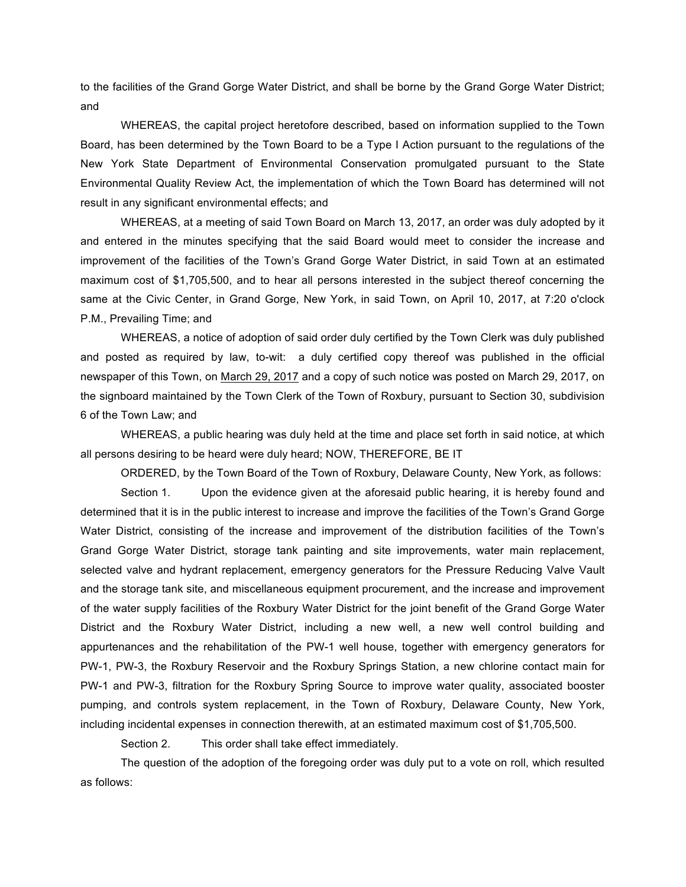to the facilities of the Grand Gorge Water District, and shall be borne by the Grand Gorge Water District; and

WHEREAS, the capital project heretofore described, based on information supplied to the Town Board, has been determined by the Town Board to be a Type I Action pursuant to the regulations of the New York State Department of Environmental Conservation promulgated pursuant to the State Environmental Quality Review Act, the implementation of which the Town Board has determined will not result in any significant environmental effects; and

WHEREAS, at a meeting of said Town Board on March 13, 2017, an order was duly adopted by it and entered in the minutes specifying that the said Board would meet to consider the increase and improvement of the facilities of the Town's Grand Gorge Water District, in said Town at an estimated maximum cost of $1,705,500, and to hear all persons interested in the subject thereof concerning the same at the Civic Center, in Grand Gorge, New York, in said Town, on April 10, 2017, at 7:20 o'clock P.M., Prevailing Time; and

WHEREAS, a notice of adoption of said order duly certified by the Town Clerk was duly published and posted as required by law, to-wit: a duly certified copy thereof was published in the official newspaper of this Town, on March 29, 2017 and a copy of such notice was posted on March 29, 2017, on the signboard maintained by the Town Clerk of the Town of Roxbury, pursuant to Section 30, subdivision 6 of the Town Law; and

WHEREAS, a public hearing was duly held at the time and place set forth in said notice, at which all persons desiring to be heard were duly heard; NOW, THEREFORE, BE IT

ORDERED, by the Town Board of the Town of Roxbury, Delaware County, New York, as follows:

Section 1. Upon the evidence given at the aforesaid public hearing, it is hereby found and determined that it is in the public interest to increase and improve the facilities of the Town's Grand Gorge Water District, consisting of the increase and improvement of the distribution facilities of the Town's Grand Gorge Water District, storage tank painting and site improvements, water main replacement, selected valve and hydrant replacement, emergency generators for the Pressure Reducing Valve Vault and the storage tank site, and miscellaneous equipment procurement, and the increase and improvement of the water supply facilities of the Roxbury Water District for the joint benefit of the Grand Gorge Water District and the Roxbury Water District, including a new well, a new well control building and appurtenances and the rehabilitation of the PW-1 well house, together with emergency generators for PW-1, PW-3, the Roxbury Reservoir and the Roxbury Springs Station, a new chlorine contact main for PW-1 and PW-3, filtration for the Roxbury Spring Source to improve water quality, associated booster pumping, and controls system replacement, in the Town of Roxbury, Delaware County, New York, including incidental expenses in connection therewith, at an estimated maximum cost of $1,705,500.

Section 2. This order shall take effect immediately.

The question of the adoption of the foregoing order was duly put to a vote on roll, which resulted as follows: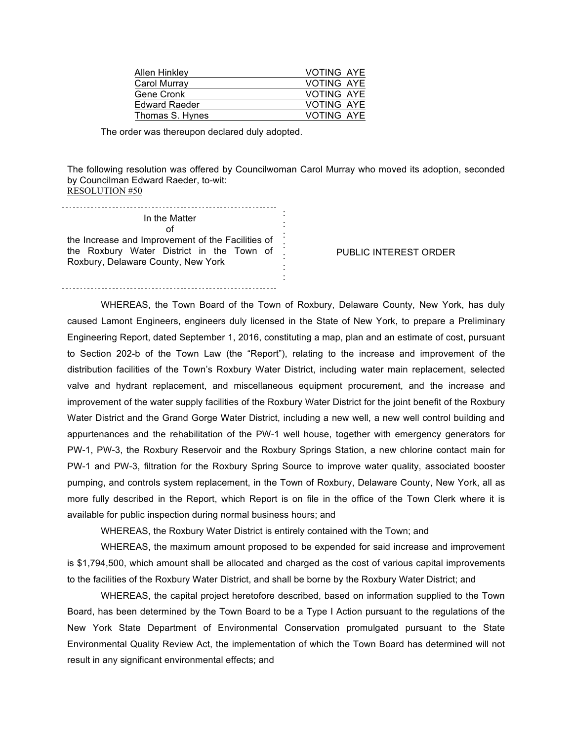| Allen Hinkley | VOTING AYE |
| --- | --- |
| Carol Murray | VOTING AYE |
| Gene Cronk | VOTING AYE |
| Edward Raeder | VOTING AYE |
| Thomas S. Hynes | VOTING AYE |

The order was thereupon declared duly adopted.

The following resolution was offered by Councilwoman Carol Murray who moved its adoption, seconded by Councilman Edward Raeder, to-wit:
RESOLUTION #50

| In the Matter of the Increase and Improvement of the Facilities of the Roxbury Water District in the Town of Roxbury, Delaware County, New York | PUBLIC INTEREST ORDER |
| --- | --- |

WHEREAS, the Town Board of the Town of Roxbury, Delaware County, New York, has duly caused Lamont Engineers, engineers duly licensed in the State of New York, to prepare a Preliminary Engineering Report, dated September 1, 2016, constituting a map, plan and an estimate of cost, pursuant to Section 202-b of the Town Law (the "Report"), relating to the increase and improvement of the distribution facilities of the Town's Roxbury Water District, including water main replacement, selected valve and hydrant replacement, and miscellaneous equipment procurement, and the increase and improvement of the water supply facilities of the Roxbury Water District for the joint benefit of the Roxbury Water District and the Grand Gorge Water District, including a new well, a new well control building and appurtenances and the rehabilitation of the PW-1 well house, together with emergency generators for PW-1, PW-3, the Roxbury Reservoir and the Roxbury Springs Station, a new chlorine contact main for PW-1 and PW-3, filtration for the Roxbury Spring Source to improve water quality, associated booster pumping, and controls system replacement, in the Town of Roxbury, Delaware County, New York, all as more fully described in the Report, which Report is on file in the office of the Town Clerk where it is available for public inspection during normal business hours; and

WHEREAS, the Roxbury Water District is entirely contained with the Town; and

WHEREAS, the maximum amount proposed to be expended for said increase and improvement is $1,794,500, which amount shall be allocated and charged as the cost of various capital improvements to the facilities of the Roxbury Water District, and shall be borne by the Roxbury Water District; and

WHEREAS, the capital project heretofore described, based on information supplied to the Town Board, has been determined by the Town Board to be a Type I Action pursuant to the regulations of the New York State Department of Environmental Conservation promulgated pursuant to the State Environmental Quality Review Act, the implementation of which the Town Board has determined will not result in any significant environmental effects; and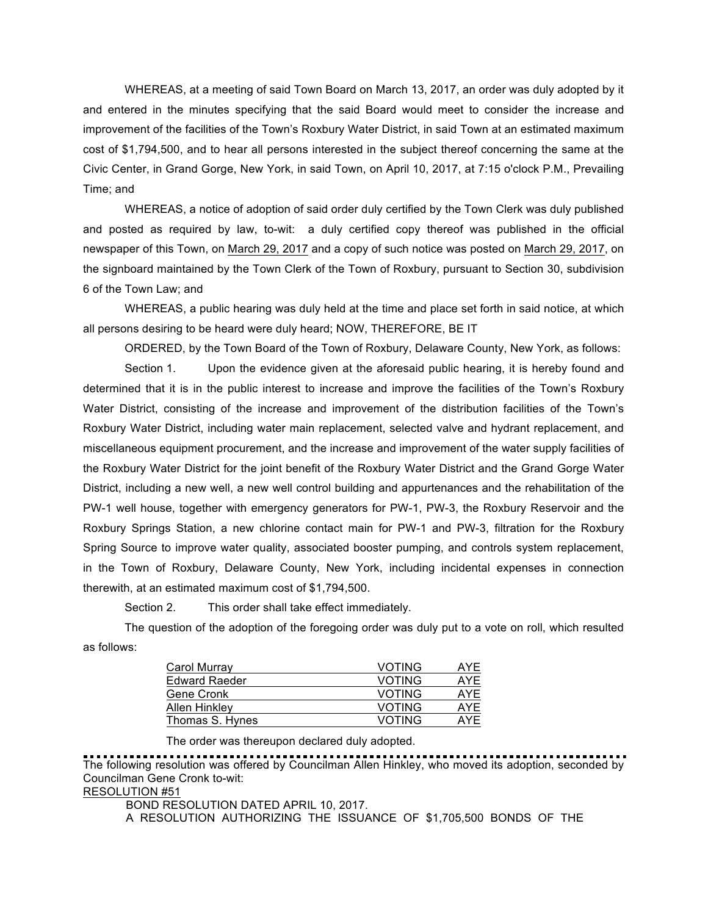WHEREAS, at a meeting of said Town Board on March 13, 2017, an order was duly adopted by it and entered in the minutes specifying that the said Board would meet to consider the increase and improvement of the facilities of the Town's Roxbury Water District, in said Town at an estimated maximum cost of $1,794,500, and to hear all persons interested in the subject thereof concerning the same at the Civic Center, in Grand Gorge, New York, in said Town, on April 10, 2017, at 7:15 o'clock P.M., Prevailing Time; and

WHEREAS, a notice of adoption of said order duly certified by the Town Clerk was duly published and posted as required by law, to-wit: a duly certified copy thereof was published in the official newspaper of this Town, on March 29, 2017 and a copy of such notice was posted on March 29, 2017, on the signboard maintained by the Town Clerk of the Town of Roxbury, pursuant to Section 30, subdivision 6 of the Town Law; and

WHEREAS, a public hearing was duly held at the time and place set forth in said notice, at which all persons desiring to be heard were duly heard; NOW, THEREFORE, BE IT

ORDERED, by the Town Board of the Town of Roxbury, Delaware County, New York, as follows:

Section 1. Upon the evidence given at the aforesaid public hearing, it is hereby found and determined that it is in the public interest to increase and improve the facilities of the Town's Roxbury Water District, consisting of the increase and improvement of the distribution facilities of the Town's Roxbury Water District, including water main replacement, selected valve and hydrant replacement, and miscellaneous equipment procurement, and the increase and improvement of the water supply facilities of the Roxbury Water District for the joint benefit of the Roxbury Water District and the Grand Gorge Water District, including a new well, a new well control building and appurtenances and the rehabilitation of the PW-1 well house, together with emergency generators for PW-1, PW-3, the Roxbury Reservoir and the Roxbury Springs Station, a new chlorine contact main for PW-1 and PW-3, filtration for the Roxbury Spring Source to improve water quality, associated booster pumping, and controls system replacement, in the Town of Roxbury, Delaware County, New York, including incidental expenses in connection therewith, at an estimated maximum cost of $1,794,500.

Section 2. This order shall take effect immediately.

The question of the adoption of the foregoing order was duly put to a vote on roll, which resulted as follows:

| | | |
|---|---|---|
| Carol Murray | VOTING | AYE |
| Edward Raeder | VOTING | AYE |
| Gene Cronk | VOTING | AYE |
| Allen Hinkley | VOTING | AYE |
| Thomas S. Hynes | VOTING | AYE |

The order was thereupon declared duly adopted.

---

The following resolution was offered by Councilman Allen Hinkley, who moved its adoption, seconded by Councilman Gene Cronk to-wit:

RESOLUTION #51

BOND RESOLUTION DATED APRIL 10, 2017.

A RESOLUTION AUTHORIZING THE ISSUANCE OF $1,705,500 BONDS OF THE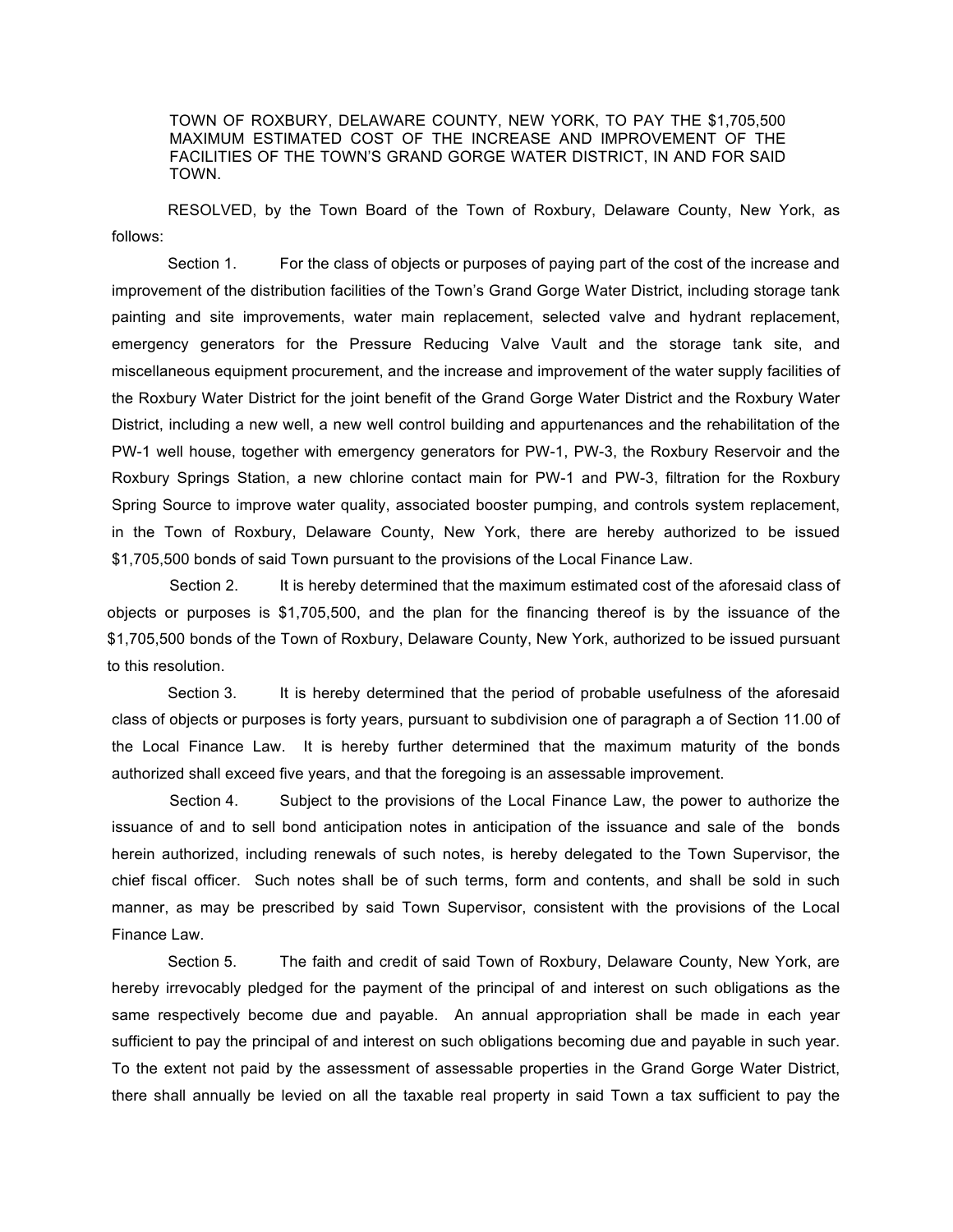TOWN OF ROXBURY, DELAWARE COUNTY, NEW YORK, TO PAY THE $1,705,500 MAXIMUM ESTIMATED COST OF THE INCREASE AND IMPROVEMENT OF THE FACILITIES OF THE TOWN'S GRAND GORGE WATER DISTRICT, IN AND FOR SAID TOWN.

RESOLVED, by the Town Board of the Town of Roxbury, Delaware County, New York, as follows:

Section 1. For the class of objects or purposes of paying part of the cost of the increase and improvement of the distribution facilities of the Town's Grand Gorge Water District, including storage tank painting and site improvements, water main replacement, selected valve and hydrant replacement, emergency generators for the Pressure Reducing Valve Vault and the storage tank site, and miscellaneous equipment procurement, and the increase and improvement of the water supply facilities of the Roxbury Water District for the joint benefit of the Grand Gorge Water District and the Roxbury Water District, including a new well, a new well control building and appurtenances and the rehabilitation of the PW-1 well house, together with emergency generators for PW-1, PW-3, the Roxbury Reservoir and the Roxbury Springs Station, a new chlorine contact main for PW-1 and PW-3, filtration for the Roxbury Spring Source to improve water quality, associated booster pumping, and controls system replacement, in the Town of Roxbury, Delaware County, New York, there are hereby authorized to be issued $1,705,500 bonds of said Town pursuant to the provisions of the Local Finance Law.

Section 2. It is hereby determined that the maximum estimated cost of the aforesaid class of objects or purposes is $1,705,500, and the plan for the financing thereof is by the issuance of the $1,705,500 bonds of the Town of Roxbury, Delaware County, New York, authorized to be issued pursuant to this resolution.

Section 3. It is hereby determined that the period of probable usefulness of the aforesaid class of objects or purposes is forty years, pursuant to subdivision one of paragraph a of Section 11.00 of the Local Finance Law. It is hereby further determined that the maximum maturity of the bonds authorized shall exceed five years, and that the foregoing is an assessable improvement.

Section 4. Subject to the provisions of the Local Finance Law, the power to authorize the issuance of and to sell bond anticipation notes in anticipation of the issuance and sale of the bonds herein authorized, including renewals of such notes, is hereby delegated to the Town Supervisor, the chief fiscal officer. Such notes shall be of such terms, form and contents, and shall be sold in such manner, as may be prescribed by said Town Supervisor, consistent with the provisions of the Local Finance Law.

Section 5. The faith and credit of said Town of Roxbury, Delaware County, New York, are hereby irrevocably pledged for the payment of the principal of and interest on such obligations as the same respectively become due and payable. An annual appropriation shall be made in each year sufficient to pay the principal of and interest on such obligations becoming due and payable in such year. To the extent not paid by the assessment of assessable properties in the Grand Gorge Water District, there shall annually be levied on all the taxable real property in said Town a tax sufficient to pay the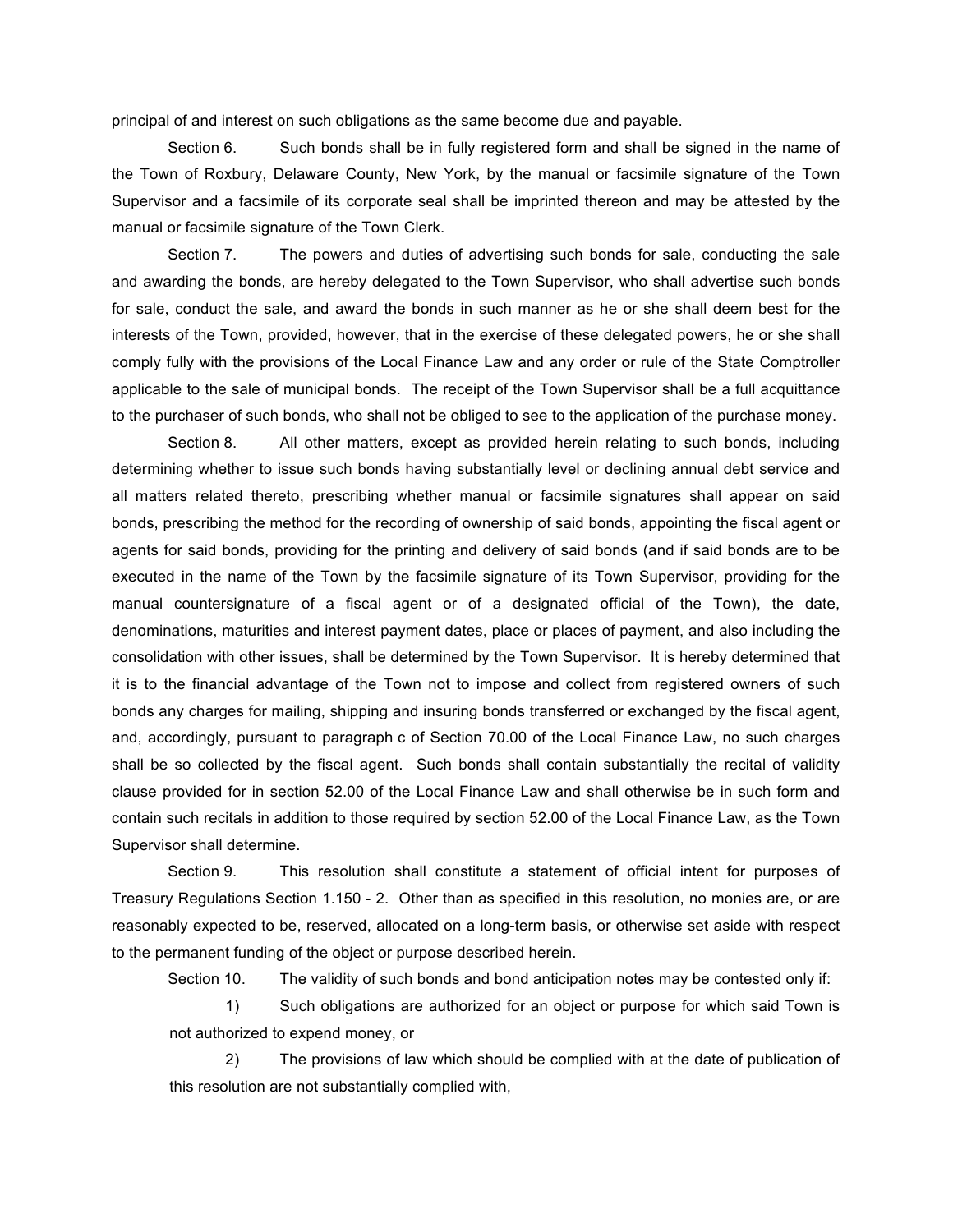principal of and interest on such obligations as the same become due and payable.

Section 6. Such bonds shall be in fully registered form and shall be signed in the name of the Town of Roxbury, Delaware County, New York, by the manual or facsimile signature of the Town Supervisor and a facsimile of its corporate seal shall be imprinted thereon and may be attested by the manual or facsimile signature of the Town Clerk.

Section 7. The powers and duties of advertising such bonds for sale, conducting the sale and awarding the bonds, are hereby delegated to the Town Supervisor, who shall advertise such bonds for sale, conduct the sale, and award the bonds in such manner as he or she shall deem best for the interests of the Town, provided, however, that in the exercise of these delegated powers, he or she shall comply fully with the provisions of the Local Finance Law and any order or rule of the State Comptroller applicable to the sale of municipal bonds. The receipt of the Town Supervisor shall be a full acquittance to the purchaser of such bonds, who shall not be obliged to see to the application of the purchase money.

Section 8. All other matters, except as provided herein relating to such bonds, including determining whether to issue such bonds having substantially level or declining annual debt service and all matters related thereto, prescribing whether manual or facsimile signatures shall appear on said bonds, prescribing the method for the recording of ownership of said bonds, appointing the fiscal agent or agents for said bonds, providing for the printing and delivery of said bonds (and if said bonds are to be executed in the name of the Town by the facsimile signature of its Town Supervisor, providing for the manual countersignature of a fiscal agent or of a designated official of the Town), the date, denominations, maturities and interest payment dates, place or places of payment, and also including the consolidation with other issues, shall be determined by the Town Supervisor. It is hereby determined that it is to the financial advantage of the Town not to impose and collect from registered owners of such bonds any charges for mailing, shipping and insuring bonds transferred or exchanged by the fiscal agent, and, accordingly, pursuant to paragraph c of Section 70.00 of the Local Finance Law, no such charges shall be so collected by the fiscal agent. Such bonds shall contain substantially the recital of validity clause provided for in section 52.00 of the Local Finance Law and shall otherwise be in such form and contain such recitals in addition to those required by section 52.00 of the Local Finance Law, as the Town Supervisor shall determine.

Section 9. This resolution shall constitute a statement of official intent for purposes of Treasury Regulations Section 1.150 - 2. Other than as specified in this resolution, no monies are, or are reasonably expected to be, reserved, allocated on a long-term basis, or otherwise set aside with respect to the permanent funding of the object or purpose described herein.

Section 10. The validity of such bonds and bond anticipation notes may be contested only if:

1) Such obligations are authorized for an object or purpose for which said Town is not authorized to expend money, or

2) The provisions of law which should be complied with at the date of publication of this resolution are not substantially complied with,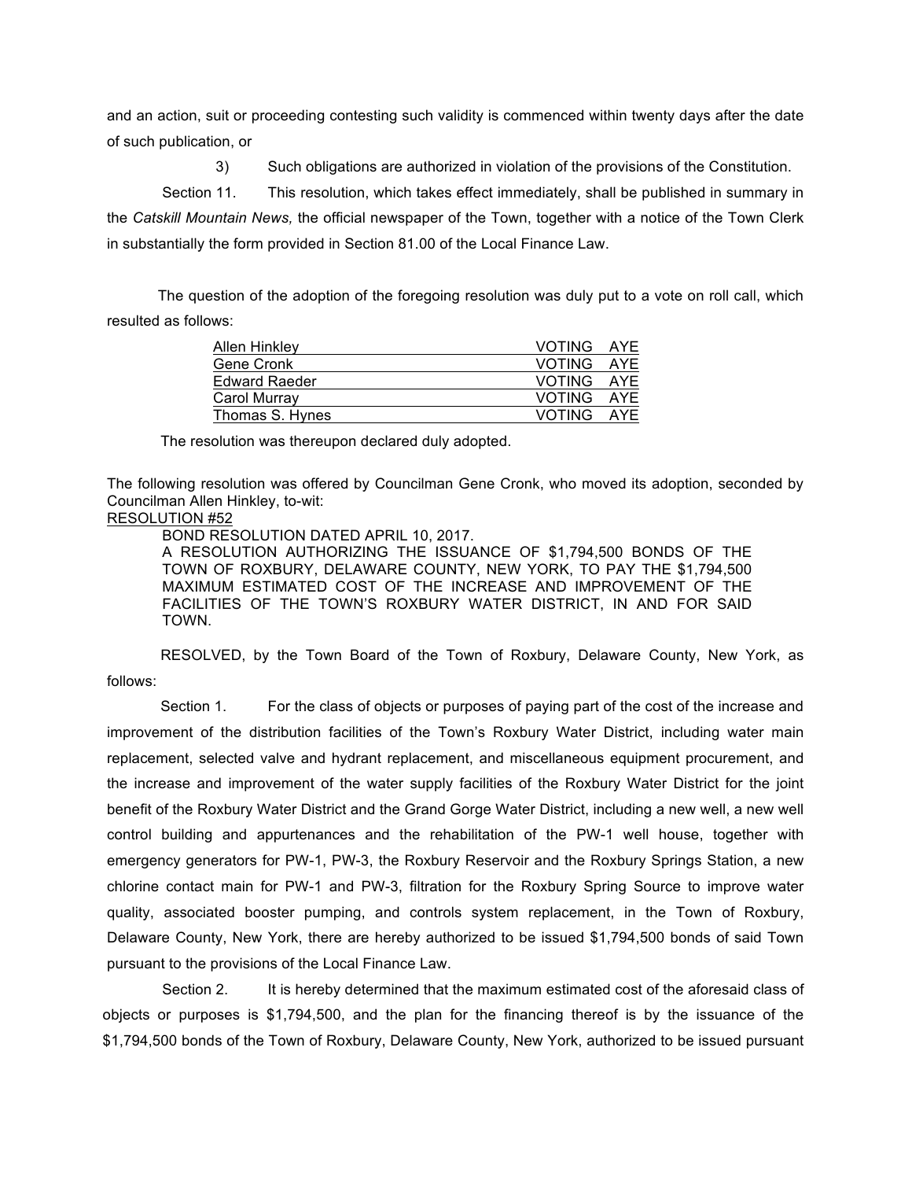and an action, suit or proceeding contesting such validity is commenced within twenty days after the date of such publication, or

3) Such obligations are authorized in violation of the provisions of the Constitution.

Section 11. This resolution, which takes effect immediately, shall be published in summary in the *Catskill Mountain News,* the official newspaper of the Town, together with a notice of the Town Clerk in substantially the form provided in Section 81.00 of the Local Finance Law.

The question of the adoption of the foregoing resolution was duly put to a vote on roll call, which resulted as follows:

| | |
|---|---|
| Allen Hinkley | VOTING AYE |
| Gene Cronk | VOTING AYE |
| Edward Raeder | VOTING AYE |
| Carol Murray | VOTING AYE |
| Thomas S. Hynes | VOTING AYE |

The resolution was thereupon declared duly adopted.

The following resolution was offered by Councilman Gene Cronk, who moved its adoption, seconded by Councilman Allen Hinkley, to-wit:

RESOLUTION #52

BOND RESOLUTION DATED APRIL 10, 2017.

A RESOLUTION AUTHORIZING THE ISSUANCE OF $1,794,500 BONDS OF THE TOWN OF ROXBURY, DELAWARE COUNTY, NEW YORK, TO PAY THE $1,794,500 MAXIMUM ESTIMATED COST OF THE INCREASE AND IMPROVEMENT OF THE FACILITIES OF THE TOWN'S ROXBURY WATER DISTRICT, IN AND FOR SAID TOWN.

RESOLVED, by the Town Board of the Town of Roxbury, Delaware County, New York, as follows:

Section 1. For the class of objects or purposes of paying part of the cost of the increase and improvement of the distribution facilities of the Town's Roxbury Water District, including water main replacement, selected valve and hydrant replacement, and miscellaneous equipment procurement, and the increase and improvement of the water supply facilities of the Roxbury Water District for the joint benefit of the Roxbury Water District and the Grand Gorge Water District, including a new well, a new well control building and appurtenances and the rehabilitation of the PW-1 well house, together with emergency generators for PW-1, PW-3, the Roxbury Reservoir and the Roxbury Springs Station, a new chlorine contact main for PW-1 and PW-3, filtration for the Roxbury Spring Source to improve water quality, associated booster pumping, and controls system replacement, in the Town of Roxbury, Delaware County, New York, there are hereby authorized to be issued $1,794,500 bonds of said Town pursuant to the provisions of the Local Finance Law.

Section 2. It is hereby determined that the maximum estimated cost of the aforesaid class of objects or purposes is $1,794,500, and the plan for the financing thereof is by the issuance of the $1,794,500 bonds of the Town of Roxbury, Delaware County, New York, authorized to be issued pursuant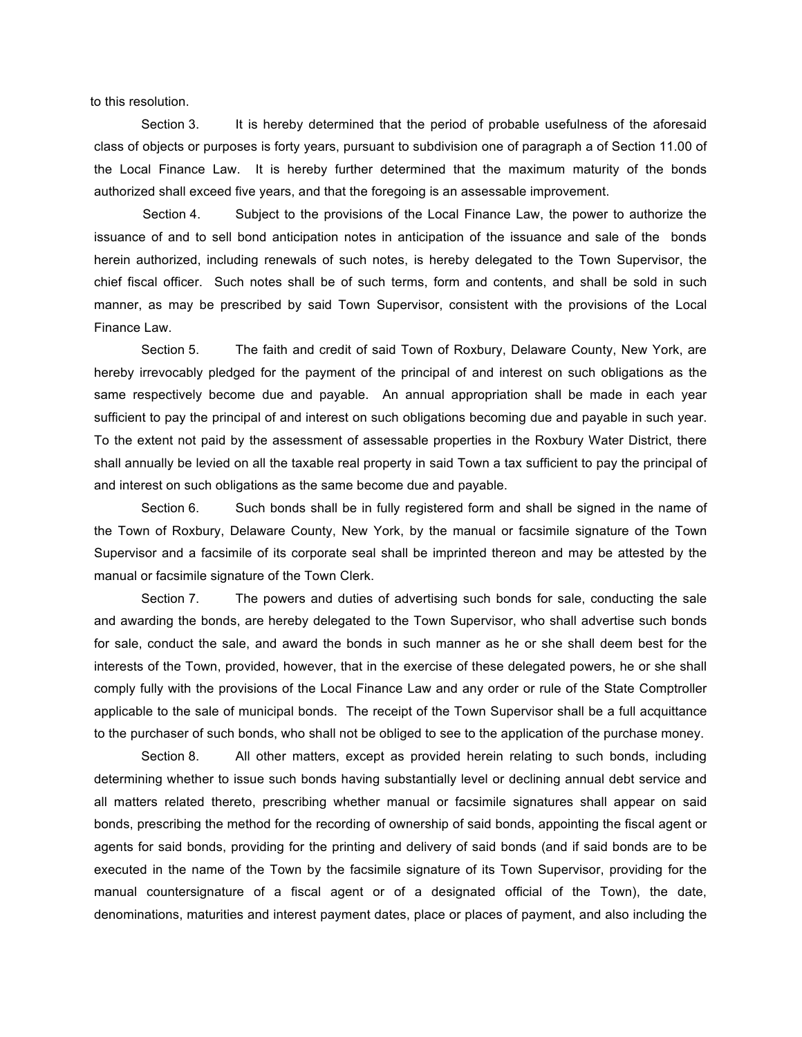to this resolution.

Section 3. It is hereby determined that the period of probable usefulness of the aforesaid class of objects or purposes is forty years, pursuant to subdivision one of paragraph a of Section 11.00 of the Local Finance Law. It is hereby further determined that the maximum maturity of the bonds authorized shall exceed five years, and that the foregoing is an assessable improvement.

Section 4. Subject to the provisions of the Local Finance Law, the power to authorize the issuance of and to sell bond anticipation notes in anticipation of the issuance and sale of the bonds herein authorized, including renewals of such notes, is hereby delegated to the Town Supervisor, the chief fiscal officer. Such notes shall be of such terms, form and contents, and shall be sold in such manner, as may be prescribed by said Town Supervisor, consistent with the provisions of the Local Finance Law.

Section 5. The faith and credit of said Town of Roxbury, Delaware County, New York, are hereby irrevocably pledged for the payment of the principal of and interest on such obligations as the same respectively become due and payable. An annual appropriation shall be made in each year sufficient to pay the principal of and interest on such obligations becoming due and payable in such year. To the extent not paid by the assessment of assessable properties in the Roxbury Water District, there shall annually be levied on all the taxable real property in said Town a tax sufficient to pay the principal of and interest on such obligations as the same become due and payable.

Section 6. Such bonds shall be in fully registered form and shall be signed in the name of the Town of Roxbury, Delaware County, New York, by the manual or facsimile signature of the Town Supervisor and a facsimile of its corporate seal shall be imprinted thereon and may be attested by the manual or facsimile signature of the Town Clerk.

Section 7. The powers and duties of advertising such bonds for sale, conducting the sale and awarding the bonds, are hereby delegated to the Town Supervisor, who shall advertise such bonds for sale, conduct the sale, and award the bonds in such manner as he or she shall deem best for the interests of the Town, provided, however, that in the exercise of these delegated powers, he or she shall comply fully with the provisions of the Local Finance Law and any order or rule of the State Comptroller applicable to the sale of municipal bonds. The receipt of the Town Supervisor shall be a full acquittance to the purchaser of such bonds, who shall not be obliged to see to the application of the purchase money.

Section 8. All other matters, except as provided herein relating to such bonds, including determining whether to issue such bonds having substantially level or declining annual debt service and all matters related thereto, prescribing whether manual or facsimile signatures shall appear on said bonds, prescribing the method for the recording of ownership of said bonds, appointing the fiscal agent or agents for said bonds, providing for the printing and delivery of said bonds (and if said bonds are to be executed in the name of the Town by the facsimile signature of its Town Supervisor, providing for the manual countersignature of a fiscal agent or of a designated official of the Town), the date, denominations, maturities and interest payment dates, place or places of payment, and also including the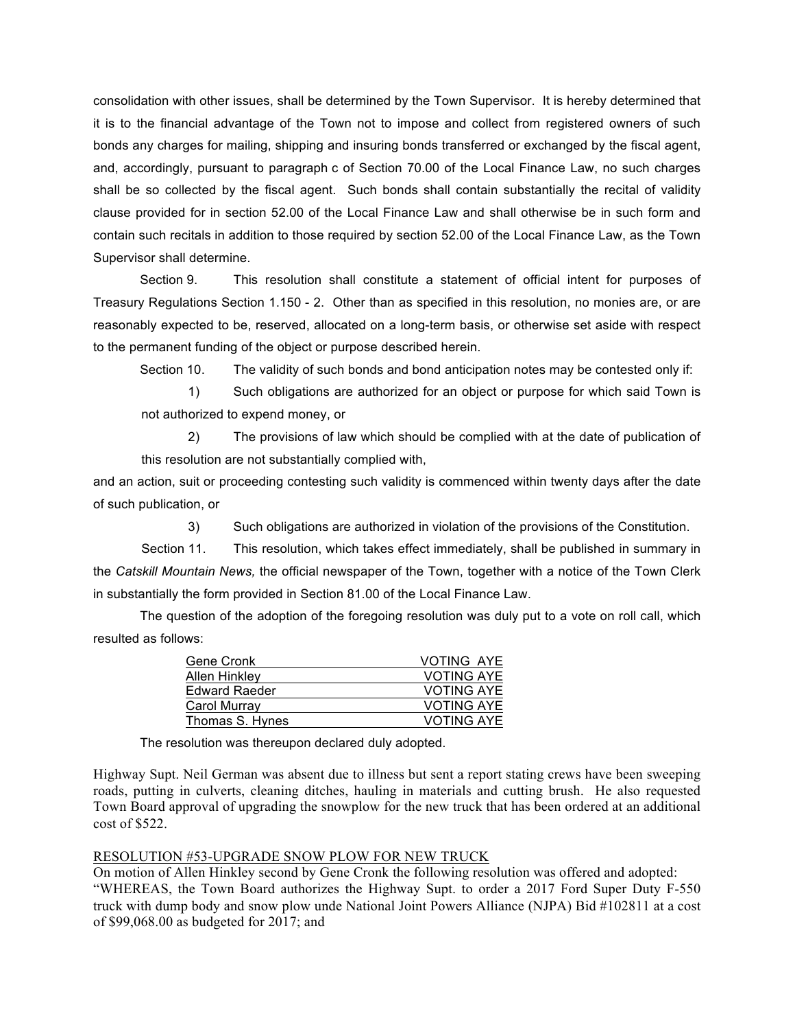consolidation with other issues, shall be determined by the Town Supervisor. It is hereby determined that it is to the financial advantage of the Town not to impose and collect from registered owners of such bonds any charges for mailing, shipping and insuring bonds transferred or exchanged by the fiscal agent, and, accordingly, pursuant to paragraph c of Section 70.00 of the Local Finance Law, no such charges shall be so collected by the fiscal agent. Such bonds shall contain substantially the recital of validity clause provided for in section 52.00 of the Local Finance Law and shall otherwise be in such form and contain such recitals in addition to those required by section 52.00 of the Local Finance Law, as the Town Supervisor shall determine.

Section 9. This resolution shall constitute a statement of official intent for purposes of Treasury Regulations Section 1.150 - 2. Other than as specified in this resolution, no monies are, or are reasonably expected to be, reserved, allocated on a long-term basis, or otherwise set aside with respect to the permanent funding of the object or purpose described herein.

Section 10. The validity of such bonds and bond anticipation notes may be contested only if:

1) Such obligations are authorized for an object or purpose for which said Town is not authorized to expend money, or

2) The provisions of law which should be complied with at the date of publication of this resolution are not substantially complied with,

and an action, suit or proceeding contesting such validity is commenced within twenty days after the date of such publication, or

3) Such obligations are authorized in violation of the provisions of the Constitution.

Section 11. This resolution, which takes effect immediately, shall be published in summary in the *Catskill Mountain News,* the official newspaper of the Town, together with a notice of the Town Clerk in substantially the form provided in Section 81.00 of the Local Finance Law.

The question of the adoption of the foregoing resolution was duly put to a vote on roll call, which resulted as follows:

| | |
|---|---|
| Gene Cronk | VOTING AYE |
| Allen Hinkley | VOTING AYE |
| Edward Raeder | VOTING AYE |
| Carol Murray | VOTING AYE |
| Thomas S. Hynes | VOTING AYE |

The resolution was thereupon declared duly adopted.

Highway Supt. Neil German was absent due to illness but sent a report stating crews have been sweeping roads, putting in culverts, cleaning ditches, hauling in materials and cutting brush. He also requested Town Board approval of upgrading the snowplow for the new truck that has been ordered at an additional cost of $522.

RESOLUTION #53-UPGRADE SNOW PLOW FOR NEW TRUCK

On motion of Allen Hinkley second by Gene Cronk the following resolution was offered and adopted:

"WHEREAS, the Town Board authorizes the Highway Supt. to order a 2017 Ford Super Duty F-550 truck with dump body and snow plow unde National Joint Powers Alliance (NJPA) Bid #102811 at a cost of $99,068.00 as budgeted for 2017; and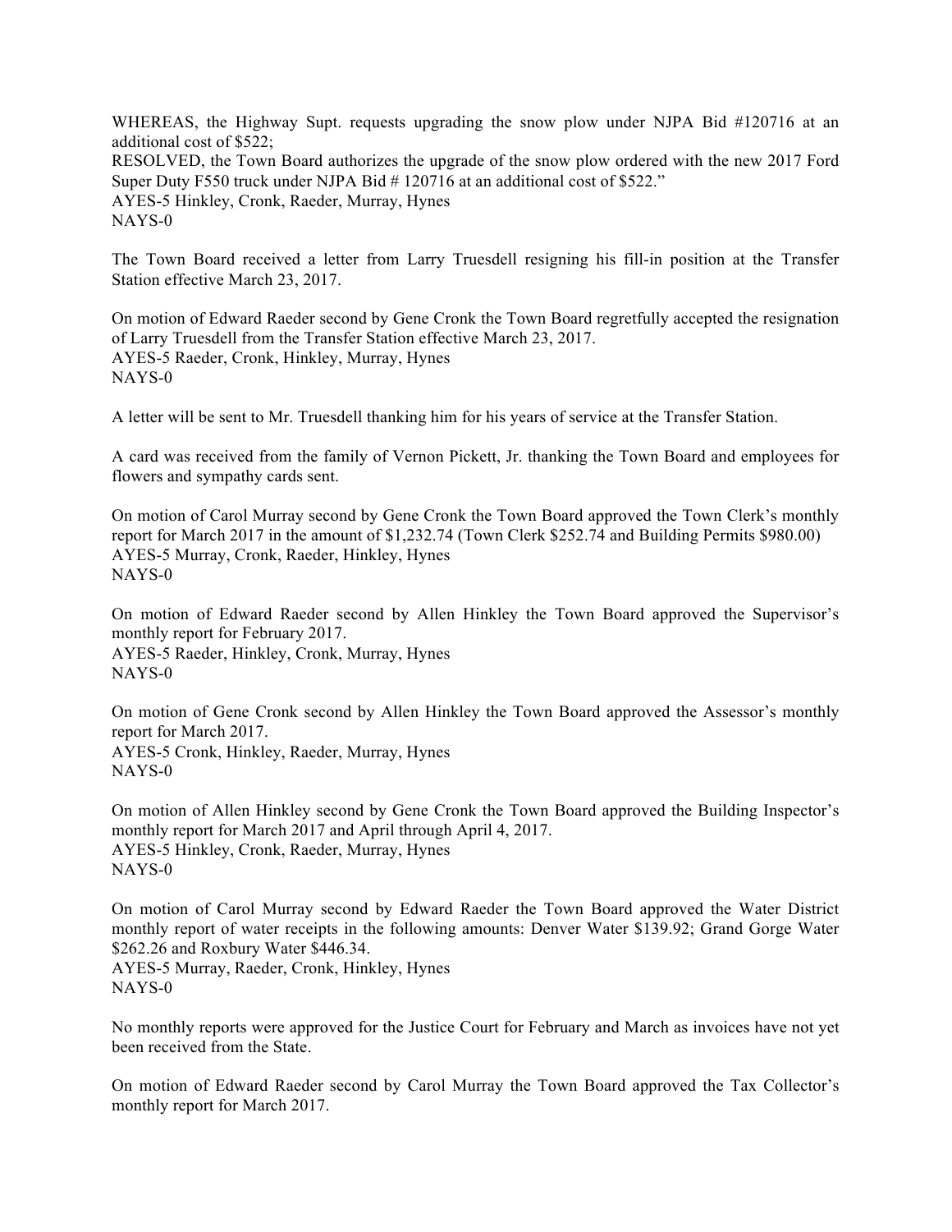WHEREAS, the Highway Supt. requests upgrading the snow plow under NJPA Bid #120716 at an additional cost of $522;
RESOLVED, the Town Board authorizes the upgrade of the snow plow ordered with the new 2017 Ford Super Duty F550 truck under NJPA Bid # 120716 at an additional cost of $522."
AYES-5 Hinkley, Cronk, Raeder, Murray, Hynes
NAYS-0

The Town Board received a letter from Larry Truesdell resigning his fill-in position at the Transfer Station effective March 23, 2017.

On motion of Edward Raeder second by Gene Cronk the Town Board regretfully accepted the resignation of Larry Truesdell from the Transfer Station effective March 23, 2017.
AYES-5 Raeder, Cronk, Hinkley, Murray, Hynes
NAYS-0

A letter will be sent to Mr. Truesdell thanking him for his years of service at the Transfer Station.

A card was received from the family of Vernon Pickett, Jr. thanking the Town Board and employees for flowers and sympathy cards sent.

On motion of Carol Murray second by Gene Cronk the Town Board approved the Town Clerk's monthly report for March 2017 in the amount of $1,232.74 (Town Clerk $252.74 and Building Permits $980.00)
AYES-5 Murray, Cronk, Raeder, Hinkley, Hynes
NAYS-0

On motion of Edward Raeder second by Allen Hinkley the Town Board approved the Supervisor's monthly report for February 2017.
AYES-5 Raeder, Hinkley, Cronk, Murray, Hynes
NAYS-0

On motion of Gene Cronk second by Allen Hinkley the Town Board approved the Assessor's monthly report for March 2017.
AYES-5 Cronk, Hinkley, Raeder, Murray, Hynes
NAYS-0

On motion of Allen Hinkley second by Gene Cronk the Town Board approved the Building Inspector's monthly report for March 2017 and April through April 4, 2017.
AYES-5 Hinkley, Cronk, Raeder, Murray, Hynes
NAYS-0

On motion of Carol Murray second by Edward Raeder the Town Board approved the Water District monthly report of water receipts in the following amounts: Denver Water $139.92; Grand Gorge Water $262.26 and Roxbury Water $446.34.
AYES-5 Murray, Raeder, Cronk, Hinkley, Hynes
NAYS-0

No monthly reports were approved for the Justice Court for February and March as invoices have not yet been received from the State.

On motion of Edward Raeder second by Carol Murray the Town Board approved the Tax Collector's monthly report for March 2017.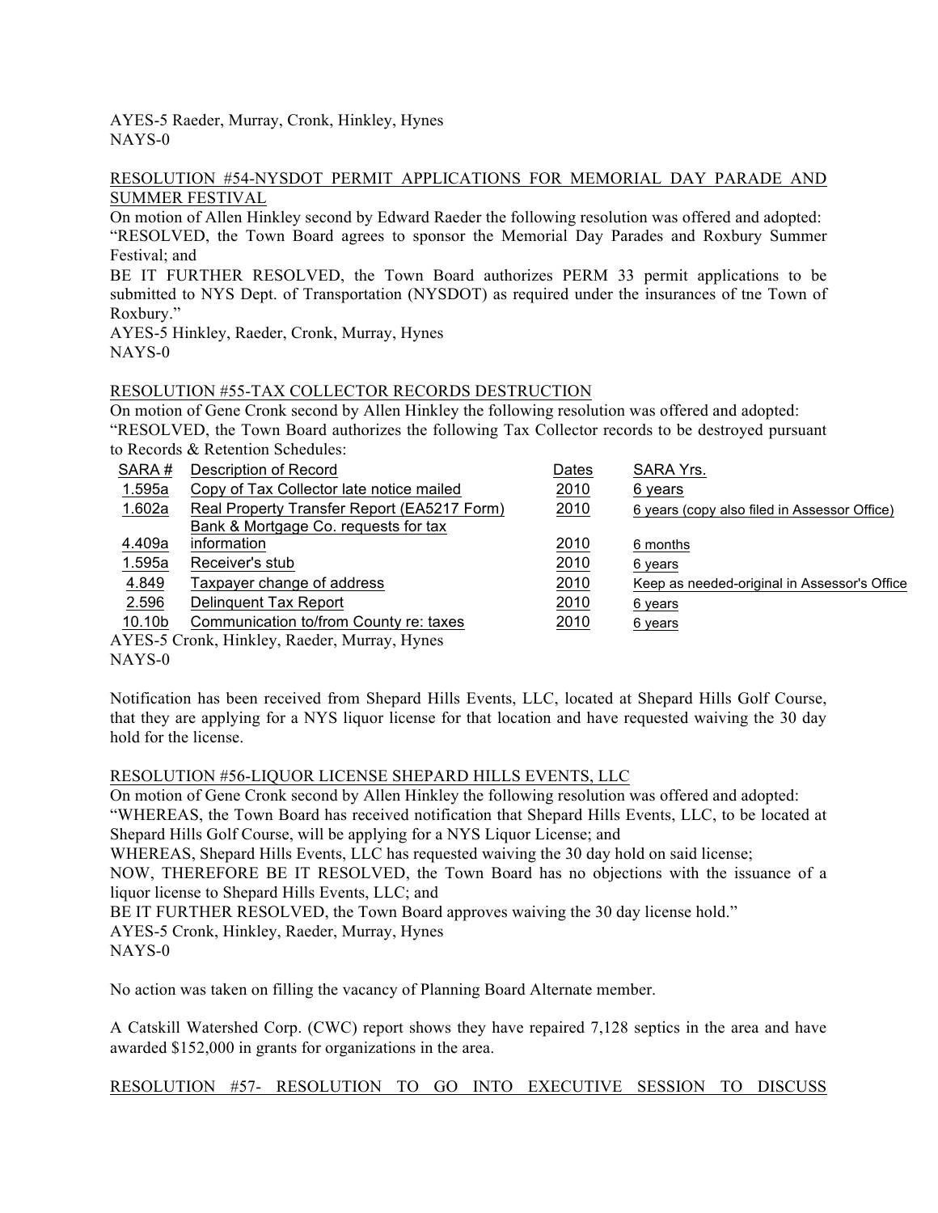AYES-5 Raeder, Murray, Cronk, Hinkley, Hynes
NAYS-0

RESOLUTION #54-NYSDOT PERMIT APPLICATIONS FOR MEMORIAL DAY PARADE AND SUMMER FESTIVAL

On motion of Allen Hinkley second by Edward Raeder the following resolution was offered and adopted:
"RESOLVED, the Town Board agrees to sponsor the Memorial Day Parades and Roxbury Summer Festival; and
BE IT FURTHER RESOLVED, the Town Board authorizes PERM 33 permit applications to be submitted to NYS Dept. of Transportation (NYSDOT) as required under the insurances of tne Town of Roxbury."
AYES-5 Hinkley, Raeder, Cronk, Murray, Hynes
NAYS-0

RESOLUTION #55-TAX COLLECTOR RECORDS DESTRUCTION

On motion of Gene Cronk second by Allen Hinkley the following resolution was offered and adopted:
"RESOLVED, the Town Board authorizes the following Tax Collector records to be destroyed pursuant to Records & Retention Schedules:

| SARA # | Description of Record | Dates | SARA Yrs. |
|---|---|---|---|
| 1.595a | Copy of Tax Collector late notice mailed | 2010 | 6 years |
| 1.602a | Real Property Transfer Report (EA5217 Form) | 2010 | 6 years (copy also filed in Assessor Office) |
| 4.409a | Bank & Mortgage Co. requests for tax information | 2010 | 6 months |
| 1.595a | Receiver's stub | 2010 | 6 years |
| 4.849 | Taxpayer change of address | 2010 | Keep as needed-original in Assessor's Office |
| 2.596 | Delinquent Tax Report | 2010 | 6 years |
| 10.10b | Communication to/from County re: taxes | 2010 | 6 years |

AYES-5 Cronk, Hinkley, Raeder, Murray, Hynes
NAYS-0

Notification has been received from Shepard Hills Events, LLC, located at Shepard Hills Golf Course, that they are applying for a NYS liquor license for that location and have requested waiving the 30 day hold for the license.

RESOLUTION #56-LIQUOR LICENSE SHEPARD HILLS EVENTS, LLC

On motion of Gene Cronk second by Allen Hinkley the following resolution was offered and adopted:
"WHEREAS, the Town Board has received notification that Shepard Hills Events, LLC, to be located at Shepard Hills Golf Course, will be applying for a NYS Liquor License; and
WHEREAS, Shepard Hills Events, LLC has requested waiving the 30 day hold on said license;
NOW, THEREFORE BE IT RESOLVED, the Town Board has no objections with the issuance of a liquor license to Shepard Hills Events, LLC; and
BE IT FURTHER RESOLVED, the Town Board approves waiving the 30 day license hold."
AYES-5 Cronk, Hinkley, Raeder, Murray, Hynes
NAYS-0

No action was taken on filling the vacancy of Planning Board Alternate member.

A Catskill Watershed Corp. (CWC) report shows they have repaired 7,128 septics in the area and have awarded $152,000 in grants for organizations in the area.

RESOLUTION #57- RESOLUTION TO GO INTO EXECUTIVE SESSION TO DISCUSS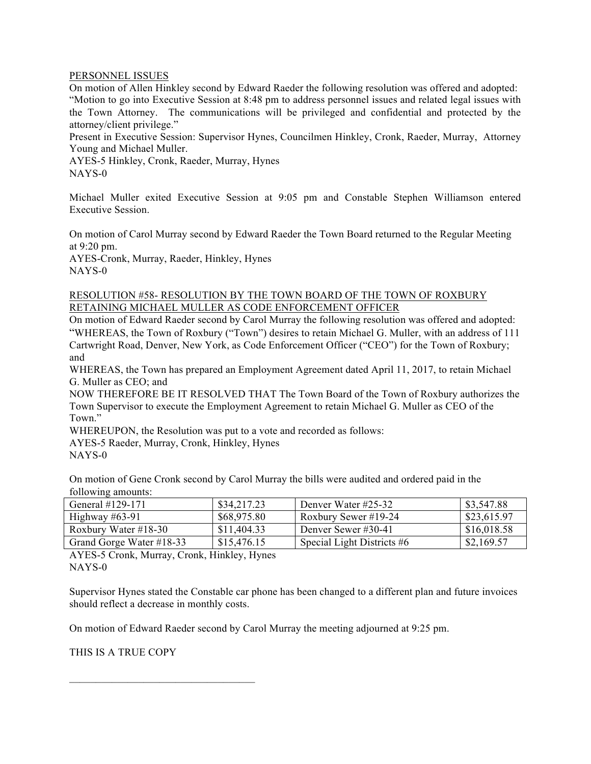PERSONNEL ISSUES

On motion of Allen Hinkley second by Edward Raeder the following resolution was offered and adopted: "Motion to go into Executive Session at 8:48 pm to address personnel issues and related legal issues with the Town Attorney. The communications will be privileged and confidential and protected by the attorney/client privilege."

Present in Executive Session: Supervisor Hynes, Councilmen Hinkley, Cronk, Raeder, Murray, Attorney Young and Michael Muller.

AYES-5 Hinkley, Cronk, Raeder, Murray, Hynes
NAYS-0

Michael Muller exited Executive Session at 9:05 pm and Constable Stephen Williamson entered Executive Session.

On motion of Carol Murray second by Edward Raeder the Town Board returned to the Regular Meeting at 9:20 pm.

AYES-Cronk, Murray, Raeder, Hinkley, Hynes
NAYS-0

RESOLUTION #58- RESOLUTION BY THE TOWN BOARD OF THE TOWN OF ROXBURY RETAINING MICHAEL MULLER AS CODE ENFORCEMENT OFFICER

On motion of Edward Raeder second by Carol Murray the following resolution was offered and adopted: "WHEREAS, the Town of Roxbury ("Town") desires to retain Michael G. Muller, with an address of 111 Cartwright Road, Denver, New York, as Code Enforcement Officer ("CEO") for the Town of Roxbury; and

WHEREAS, the Town has prepared an Employment Agreement dated April 11, 2017, to retain Michael G. Muller as CEO; and

NOW THEREFORE BE IT RESOLVED THAT The Town Board of the Town of Roxbury authorizes the Town Supervisor to execute the Employment Agreement to retain Michael G. Muller as CEO of the Town."

WHEREUPON, the Resolution was put to a vote and recorded as follows:

AYES-5 Raeder, Murray, Cronk, Hinkley, Hynes
NAYS-0

On motion of Gene Cronk second by Carol Murray the bills were audited and ordered paid in the following amounts:

| General #129-171 | $34,217.23 | Denver Water #25-32 | $3,547.88 |
|---|---|---|---|
| Highway #63-91 | $68,975.80 | Roxbury Sewer #19-24 | $23,615.97 |
| Roxbury Water #18-30 | $11,404.33 | Denver Sewer #30-41 | $16,018.58 |
| Grand Gorge Water #18-33 | $15,476.15 | Special Light Districts #6 | $2,169.57 |

AYES-5 Cronk, Murray, Cronk, Hinkley, Hynes
NAYS-0

Supervisor Hynes stated the Constable car phone has been changed to a different plan and future invoices should reflect a decrease in monthly costs.

On motion of Edward Raeder second by Carol Murray the meeting adjourned at 9:25 pm.

THIS IS A TRUE COPY

\_\_\_\_\_\_\_\_\_\_\_\_\_\_\_\_\_\_\_\_\_\_\_\_\_\_\_\_\_\_\_\_\_\_\_\_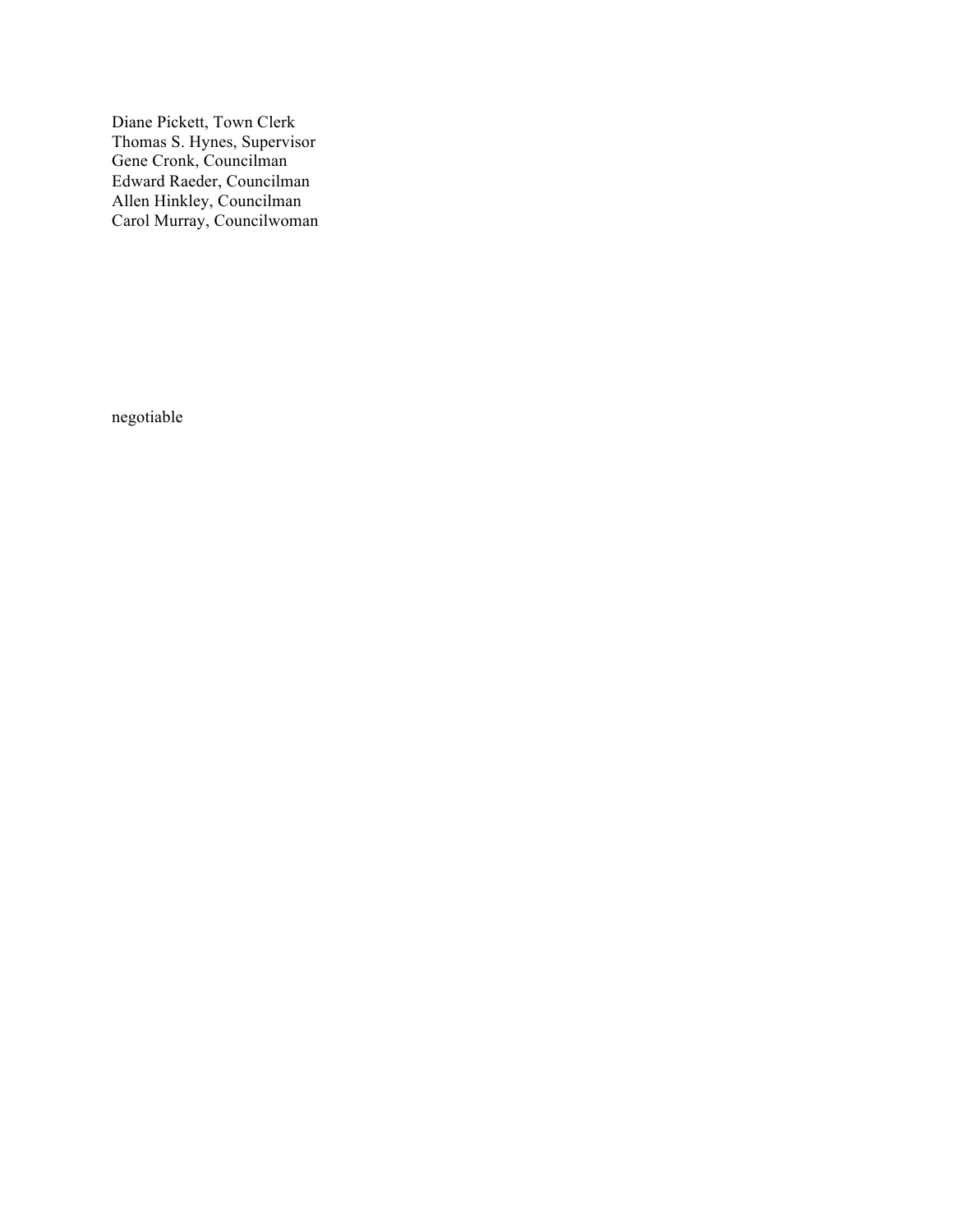Diane Pickett, Town Clerk
Thomas S. Hynes, Supervisor
Gene Cronk, Councilman
Edward Raeder, Councilman
Allen Hinkley, Councilman
Carol Murray, Councilwoman

negotiable